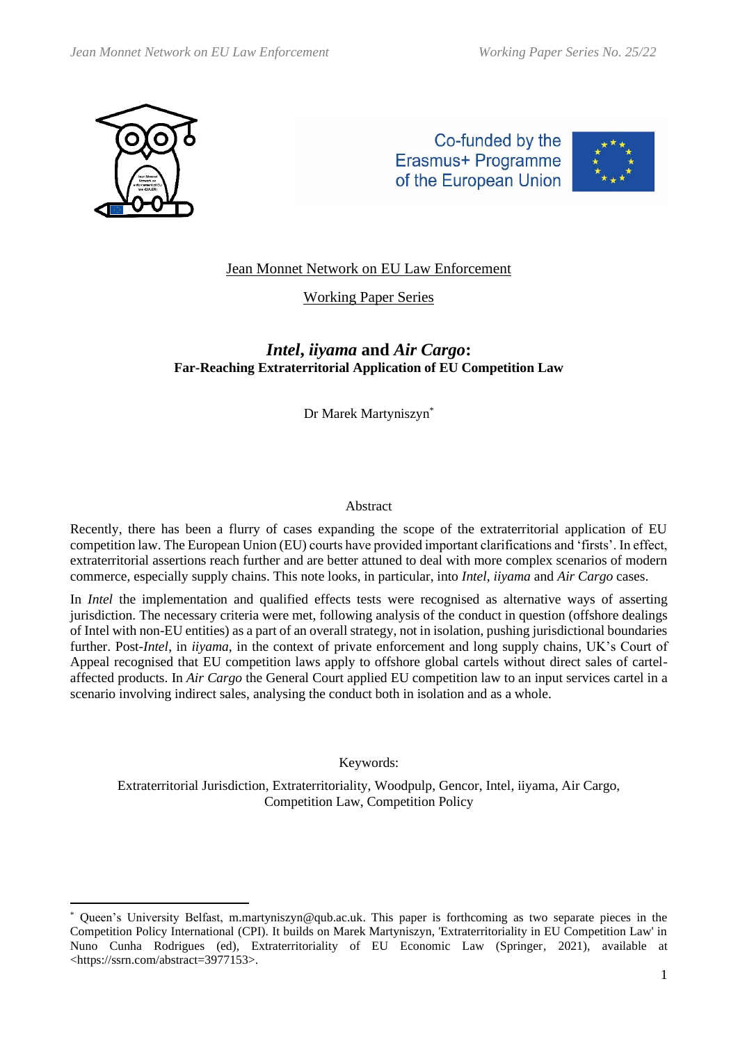Jean Monnet Network on EU Law Enforcement

Working Paper Series

# *Intel*, *iiyama* and *Air Cargo*:
## Far-Reaching Extraterritorial Application of EU Competition Law

Dr Marek Martyniszyn[*]

Abstract

Recently, there has been a flurry of cases expanding the scope of the extraterritorial application of EU competition law. The European Union (EU) courts have provided important clarifications and 'firsts'. In effect, extraterritorial assertions reach further and are better attuned to deal with more complex scenarios of modern commerce, especially supply chains. This note looks, in particular, into *Intel*, *iiyama* and *Air Cargo* cases.

In *Intel* the implementation and qualified effects tests were recognised as alternative ways of asserting jurisdiction. The necessary criteria were met, following analysis of the conduct in question (offshore dealings of Intel with non-EU entities) as a part of an overall strategy, not in isolation, pushing jurisdictional boundaries further. Post-*Intel*, in *iiyama*, in the context of private enforcement and long supply chains, UK's Court of Appeal recognised that EU competition laws apply to offshore global cartels without direct sales of cartel-affected products. In *Air Cargo* the General Court applied EU competition law to an input services cartel in a scenario involving indirect sales, analysing the conduct both in isolation and as a whole.

Keywords:

Extraterritorial Jurisdiction, Extraterritoriality, Woodpulp, Gencor, Intel, iiyama, Air Cargo, Competition Law, Competition Policy

---

[*] Queen's University Belfast, m.martyniszyn@qub.ac.uk. This paper is forthcoming as two separate pieces in the Competition Policy International (CPI). It builds on Marek Martyniszyn, 'Extraterritoriality in EU Competition Law' in Nuno Cunha Rodrigues (ed), Extraterritoriality of EU Economic Law (Springer, 2021), available at <https://ssrn.com/abstract=3977153>.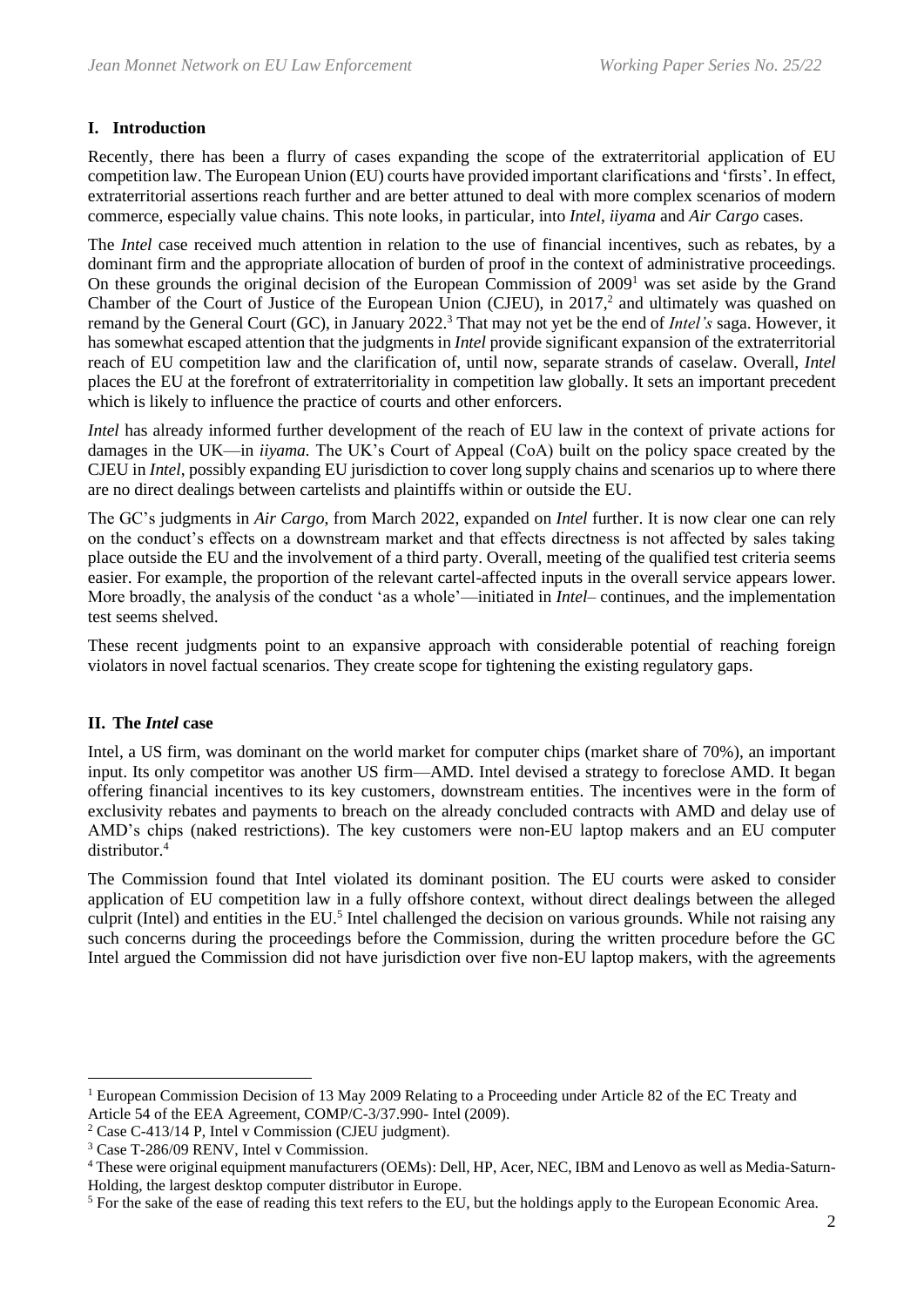## I. Introduction

Recently, there has been a flurry of cases expanding the scope of the extraterritorial application of EU competition law. The European Union (EU) courts have provided important clarifications and 'firsts'. In effect, extraterritorial assertions reach further and are better attuned to deal with more complex scenarios of modern commerce, especially value chains. This note looks, in particular, into *Intel*, *iiyama* and *Air Cargo* cases.

The *Intel* case received much attention in relation to the use of financial incentives, such as rebates, by a dominant firm and the appropriate allocation of burden of proof in the context of administrative proceedings. On these grounds the original decision of the European Commission of 2009[1] was set aside by the Grand Chamber of the Court of Justice of the European Union (CJEU), in 2017,[2] and ultimately was quashed on remand by the General Court (GC), in January 2022.[3] That may not yet be the end of *Intel's* saga. However, it has somewhat escaped attention that the judgments in *Intel* provide significant expansion of the extraterritorial reach of EU competition law and the clarification of, until now, separate strands of caselaw. Overall, *Intel* places the EU at the forefront of extraterritoriality in competition law globally. It sets an important precedent which is likely to influence the practice of courts and other enforcers.

*Intel* has already informed further development of the reach of EU law in the context of private actions for damages in the UK—in *iiyama*. The UK's Court of Appeal (CoA) built on the policy space created by the CJEU in *Intel*, possibly expanding EU jurisdiction to cover long supply chains and scenarios up to where there are no direct dealings between cartelists and plaintiffs within or outside the EU.

The GC's judgments in *Air Cargo*, from March 2022, expanded on *Intel* further. It is now clear one can rely on the conduct's effects on a downstream market and that effects directness is not affected by sales taking place outside the EU and the involvement of a third party. Overall, meeting of the qualified test criteria seems easier. For example, the proportion of the relevant cartel-affected inputs in the overall service appears lower. More broadly, the analysis of the conduct 'as a whole'—initiated in *Intel*– continues, and the implementation test seems shelved.

These recent judgments point to an expansive approach with considerable potential of reaching foreign violators in novel factual scenarios. They create scope for tightening the existing regulatory gaps.

## II. The *Intel* case

Intel, a US firm, was dominant on the world market for computer chips (market share of 70%), an important input. Its only competitor was another US firm—AMD. Intel devised a strategy to foreclose AMD. It began offering financial incentives to its key customers, downstream entities. The incentives were in the form of exclusivity rebates and payments to breach on the already concluded contracts with AMD and delay use of AMD's chips (naked restrictions). The key customers were non-EU laptop makers and an EU computer distributor.[4]

The Commission found that Intel violated its dominant position. The EU courts were asked to consider application of EU competition law in a fully offshore context, without direct dealings between the alleged culprit (Intel) and entities in the EU.[5] Intel challenged the decision on various grounds. While not raising any such concerns during the proceedings before the Commission, during the written procedure before the GC Intel argued the Commission did not have jurisdiction over five non-EU laptop makers, with the agreements

---

[1] European Commission Decision of 13 May 2009 Relating to a Proceeding under Article 82 of the EC Treaty and Article 54 of the EEA Agreement, COMP/C-3/37.990- Intel (2009).

[2] Case C-413/14 P, Intel v Commission (CJEU judgment).

[3] Case T-286/09 RENV, Intel v Commission.

[4] These were original equipment manufacturers (OEMs): Dell, HP, Acer, NEC, IBM and Lenovo as well as Media-Saturn-Holding, the largest desktop computer distributor in Europe.

[5] For the sake of the ease of reading this text refers to the EU, but the holdings apply to the European Economic Area.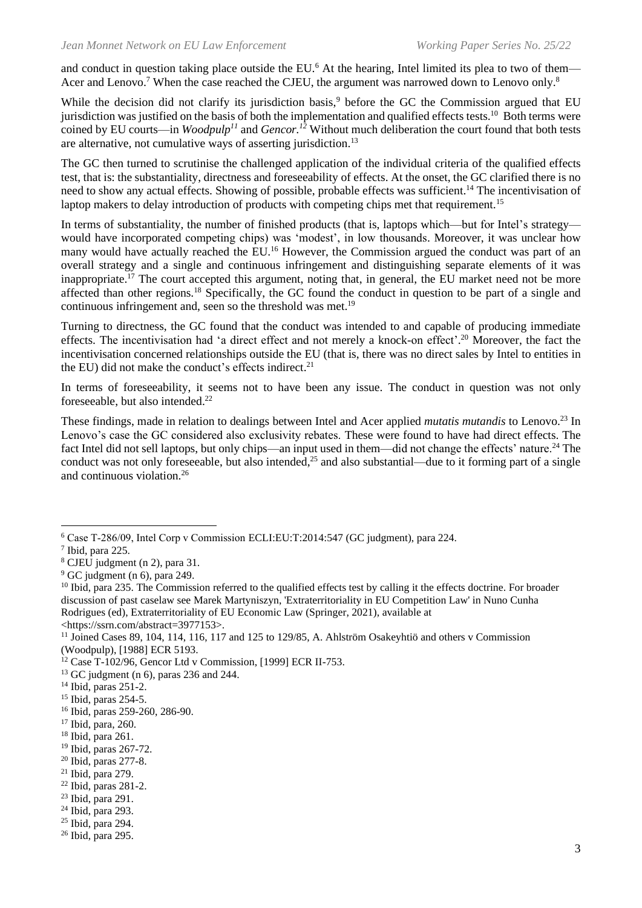and conduct in question taking place outside the EU.[6] At the hearing, Intel limited its plea to two of them—Acer and Lenovo.[7] When the case reached the CJEU, the argument was narrowed down to Lenovo only.[8]

While the decision did not clarify its jurisdiction basis,[9] before the GC the Commission argued that EU jurisdiction was justified on the basis of both the implementation and qualified effects tests.[10] Both terms were coined by EU courts—in *Woodpulp*[11] and *Gencor.*[12] Without much deliberation the court found that both tests are alternative, not cumulative ways of asserting jurisdiction.[13]

The GC then turned to scrutinise the challenged application of the individual criteria of the qualified effects test, that is: the substantiality, directness and foreseeability of effects. At the onset, the GC clarified there is no need to show any actual effects. Showing of possible, probable effects was sufficient.[14] The incentivisation of laptop makers to delay introduction of products with competing chips met that requirement.[15]

In terms of substantiality, the number of finished products (that is, laptops which—but for Intel's strategy—would have incorporated competing chips) was 'modest', in low thousands. Moreover, it was unclear how many would have actually reached the EU.[16] However, the Commission argued the conduct was part of an overall strategy and a single and continuous infringement and distinguishing separate elements of it was inappropriate.[17] The court accepted this argument, noting that, in general, the EU market need not be more affected than other regions.[18] Specifically, the GC found the conduct in question to be part of a single and continuous infringement and, seen so the threshold was met.[19]

Turning to directness, the GC found that the conduct was intended to and capable of producing immediate effects. The incentivisation had 'a direct effect and not merely a knock-on effect'.[20] Moreover, the fact the incentivisation concerned relationships outside the EU (that is, there was no direct sales by Intel to entities in the EU) did not make the conduct's effects indirect.[21]

In terms of foreseeability, it seems not to have been any issue. The conduct in question was not only foreseeable, but also intended.[22]

These findings, made in relation to dealings between Intel and Acer applied *mutatis mutandis* to Lenovo.[23] In Lenovo's case the GC considered also exclusivity rebates. These were found to have had direct effects. The fact Intel did not sell laptops, but only chips—an input used in them—did not change the effects' nature.[24] The conduct was not only foreseeable, but also intended,[25] and also substantial—due to it forming part of a single and continuous violation.[26]

---

[6] Case T-286/09, Intel Corp v Commission ECLI:EU:T:2014:547 (GC judgment), para 224.

[7] Ibid, para 225.

[8] CJEU judgment (n 2), para 31.

[9] GC judgment (n 6), para 249.

[10] Ibid, para 235. The Commission referred to the qualified effects test by calling it the effects doctrine. For broader discussion of past caselaw see Marek Martyniszyn, 'Extraterritoriality in EU Competition Law' in Nuno Cunha Rodrigues (ed), Extraterritoriality of EU Economic Law (Springer, 2021), available at <https://ssrn.com/abstract=3977153>.

[11] Joined Cases 89, 104, 114, 116, 117 and 125 to 129/85, A. Ahlström Osakeyhtiö and others v Commission (Woodpulp), [1988] ECR 5193.

[12] Case T-102/96, Gencor Ltd v Commission, [1999] ECR II-753.

[13] GC judgment (n 6), paras 236 and 244.

[14] Ibid, paras 251-2.

[15] Ibid, paras 254-5.

[16] Ibid, paras 259-260, 286-90.

[17] Ibid, para, 260.

[18] Ibid, para 261.

[19] Ibid, paras 267-72.

[20] Ibid, paras 277-8.

[21] Ibid, para 279.

[22] Ibid, paras 281-2.

[23] Ibid, para 291.

[24] Ibid, para 293.

[25] Ibid, para 294.

[26] Ibid, para 295.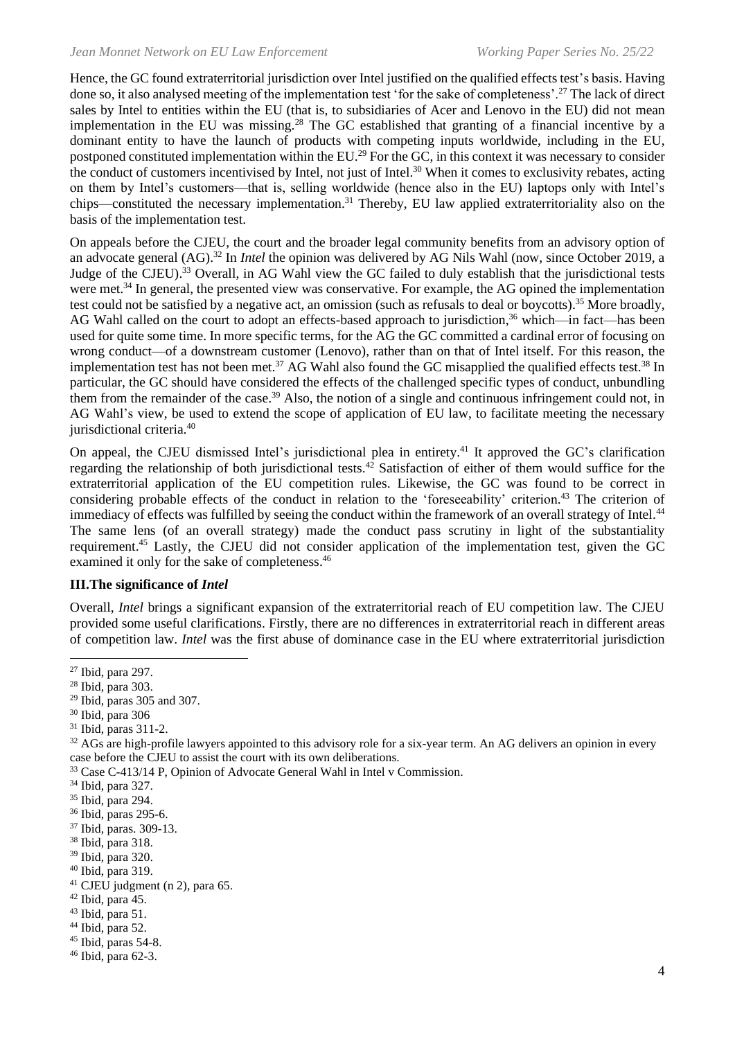Hence, the GC found extraterritorial jurisdiction over Intel justified on the qualified effects test's basis. Having done so, it also analysed meeting of the implementation test 'for the sake of completeness'.[27] The lack of direct sales by Intel to entities within the EU (that is, to subsidiaries of Acer and Lenovo in the EU) did not mean implementation in the EU was missing.[28] The GC established that granting of a financial incentive by a dominant entity to have the launch of products with competing inputs worldwide, including in the EU, postponed constituted implementation within the EU.[29] For the GC, in this context it was necessary to consider the conduct of customers incentivised by Intel, not just of Intel.[30] When it comes to exclusivity rebates, acting on them by Intel's customers—that is, selling worldwide (hence also in the EU) laptops only with Intel's chips—constituted the necessary implementation.[31] Thereby, EU law applied extraterritoriality also on the basis of the implementation test.

On appeals before the CJEU, the court and the broader legal community benefits from an advisory option of an advocate general (AG).[32] In *Intel* the opinion was delivered by AG Nils Wahl (now, since October 2019, a Judge of the CJEU).[33] Overall, in AG Wahl view the GC failed to duly establish that the jurisdictional tests were met.[34] In general, the presented view was conservative. For example, the AG opined the implementation test could not be satisfied by a negative act, an omission (such as refusals to deal or boycotts).[35] More broadly, AG Wahl called on the court to adopt an effects-based approach to jurisdiction,[36] which—in fact—has been used for quite some time. In more specific terms, for the AG the GC committed a cardinal error of focusing on wrong conduct—of a downstream customer (Lenovo), rather than on that of Intel itself. For this reason, the implementation test has not been met.[37] AG Wahl also found the GC misapplied the qualified effects test.[38] In particular, the GC should have considered the effects of the challenged specific types of conduct, unbundling them from the remainder of the case.[39] Also, the notion of a single and continuous infringement could not, in AG Wahl's view, be used to extend the scope of application of EU law, to facilitate meeting the necessary jurisdictional criteria.[40]

On appeal, the CJEU dismissed Intel's jurisdictional plea in entirety.[41] It approved the GC's clarification regarding the relationship of both jurisdictional tests.[42] Satisfaction of either of them would suffice for the extraterritorial application of the EU competition rules. Likewise, the GC was found to be correct in considering probable effects of the conduct in relation to the 'foreseeability' criterion.[43] The criterion of immediacy of effects was fulfilled by seeing the conduct within the framework of an overall strategy of Intel.[44] The same lens (of an overall strategy) made the conduct pass scrutiny in light of the substantiality requirement.[45] Lastly, the CJEU did not consider application of the implementation test, given the GC examined it only for the sake of completeness.[46]

### III. The significance of *Intel*

Overall, *Intel* brings a significant expansion of the extraterritorial reach of EU competition law. The CJEU provided some useful clarifications. Firstly, there are no differences in extraterritorial reach in different areas of competition law. *Intel* was the first abuse of dominance case in the EU where extraterritorial jurisdiction

---

[27] Ibid, para 297.

[28] Ibid, para 303.

[29] Ibid, paras 305 and 307.

[30] Ibid, para 306

[31] Ibid, paras 311-2.

[32] AGs are high-profile lawyers appointed to this advisory role for a six-year term. An AG delivers an opinion in every case before the CJEU to assist the court with its own deliberations.

[33] Case C-413/14 P, Opinion of Advocate General Wahl in Intel v Commission.

[34] Ibid, para 327.

[35] Ibid, para 294.

[36] Ibid, paras 295-6.

[37] Ibid, paras. 309-13.

[38] Ibid, para 318.

[39] Ibid, para 320.

[40] Ibid, para 319.

[41] CJEU judgment (n 2), para 65.

[42] Ibid, para 45.

[43] Ibid, para 51.

[44] Ibid, para 52.

[45] Ibid, paras 54-8.

[46] Ibid, para 62-3.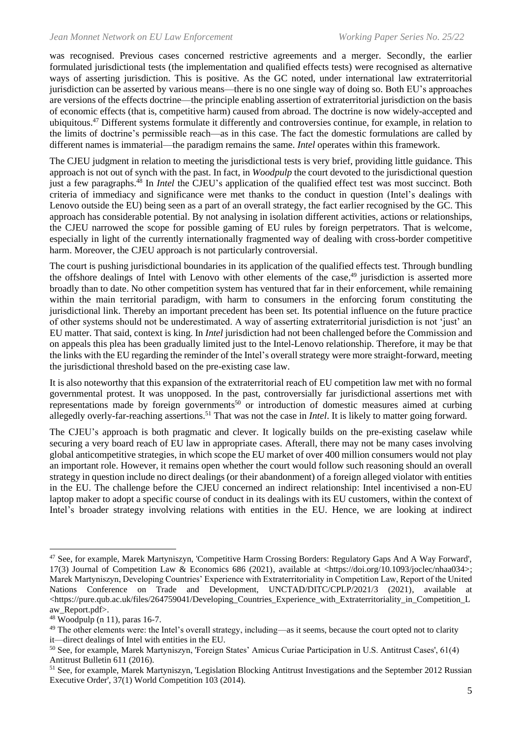was recognised. Previous cases concerned restrictive agreements and a merger. Secondly, the earlier formulated jurisdictional tests (the implementation and qualified effects tests) were recognised as alternative ways of asserting jurisdiction. This is positive. As the GC noted, under international law extraterritorial jurisdiction can be asserted by various means—there is no one single way of doing so. Both EU's approaches are versions of the effects doctrine—the principle enabling assertion of extraterritorial jurisdiction on the basis of economic effects (that is, competitive harm) caused from abroad. The doctrine is now widely-accepted and ubiquitous.[47] Different systems formulate it differently and controversies continue, for example, in relation to the limits of doctrine's permissible reach—as in this case. The fact the domestic formulations are called by different names is immaterial—the paradigm remains the same. *Intel* operates within this framework.

The CJEU judgment in relation to meeting the jurisdictional tests is very brief, providing little guidance. This approach is not out of synch with the past. In fact, in *Woodpulp* the court devoted to the jurisdictional question just a few paragraphs.[48] In *Intel* the CJEU's application of the qualified effect test was most succinct. Both criteria of immediacy and significance were met thanks to the conduct in question (Intel's dealings with Lenovo outside the EU) being seen as a part of an overall strategy, the fact earlier recognised by the GC. This approach has considerable potential. By not analysing in isolation different activities, actions or relationships, the CJEU narrowed the scope for possible gaming of EU rules by foreign perpetrators. That is welcome, especially in light of the currently internationally fragmented way of dealing with cross-border competitive harm. Moreover, the CJEU approach is not particularly controversial.

The court is pushing jurisdictional boundaries in its application of the qualified effects test. Through bundling the offshore dealings of Intel with Lenovo with other elements of the case,[49] jurisdiction is asserted more broadly than to date. No other competition system has ventured that far in their enforcement, while remaining within the main territorial paradigm, with harm to consumers in the enforcing forum constituting the jurisdictional link. Thereby an important precedent has been set. Its potential influence on the future practice of other systems should not be underestimated. A way of asserting extraterritorial jurisdiction is not 'just' an EU matter. That said, context is king. In *Intel* jurisdiction had not been challenged before the Commission and on appeals this plea has been gradually limited just to the Intel-Lenovo relationship. Therefore, it may be that the links with the EU regarding the reminder of the Intel's overall strategy were more straight-forward, meeting the jurisdictional threshold based on the pre-existing case law.

It is also noteworthy that this expansion of the extraterritorial reach of EU competition law met with no formal governmental protest. It was unopposed. In the past, controversially far jurisdictional assertions met with representations made by foreign governments[50] or introduction of domestic measures aimed at curbing allegedly overly-far-reaching assertions.[51] That was not the case in *Intel*. It is likely to matter going forward.

The CJEU's approach is both pragmatic and clever. It logically builds on the pre-existing caselaw while securing a very board reach of EU law in appropriate cases. Afterall, there may not be many cases involving global anticompetitive strategies, in which scope the EU market of over 400 million consumers would not play an important role. However, it remains open whether the court would follow such reasoning should an overall strategy in question include no direct dealings (or their abandonment) of a foreign alleged violator with entities in the EU. The challenge before the CJEU concerned an indirect relationship: Intel incentivised a non-EU laptop maker to adopt a specific course of conduct in its dealings with its EU customers, within the context of Intel's broader strategy involving relations with entities in the EU. Hence, we are looking at indirect

---

[47] See, for example, Marek Martyniszyn, 'Competitive Harm Crossing Borders: Regulatory Gaps And A Way Forward', 17(3) Journal of Competition Law & Economics 686 (2021), available at <https://doi.org/10.1093/joclec/nhaa034>; Marek Martyniszyn, Developing Countries' Experience with Extraterritoriality in Competition Law, Report of the United Nations Conference on Trade and Development, UNCTAD/DITC/CPLP/2021/3 (2021), available at <https://pure.qub.ac.uk/files/264759041/Developing_Countries_Experience_with_Extraterritoriality_in_Competition_Law_Report.pdf>.

[48] Woodpulp (n 11), paras 16-7.

[49] The other elements were: the Intel's overall strategy, including—as it seems, because the court opted not to clarity it—direct dealings of Intel with entities in the EU.

[50] See, for example, Marek Martyniszyn, 'Foreign States' Amicus Curiae Participation in U.S. Antitrust Cases', 61(4) Antitrust Bulletin 611 (2016).

[51] See, for example, Marek Martyniszyn, 'Legislation Blocking Antitrust Investigations and the September 2012 Russian Executive Order', 37(1) World Competition 103 (2014).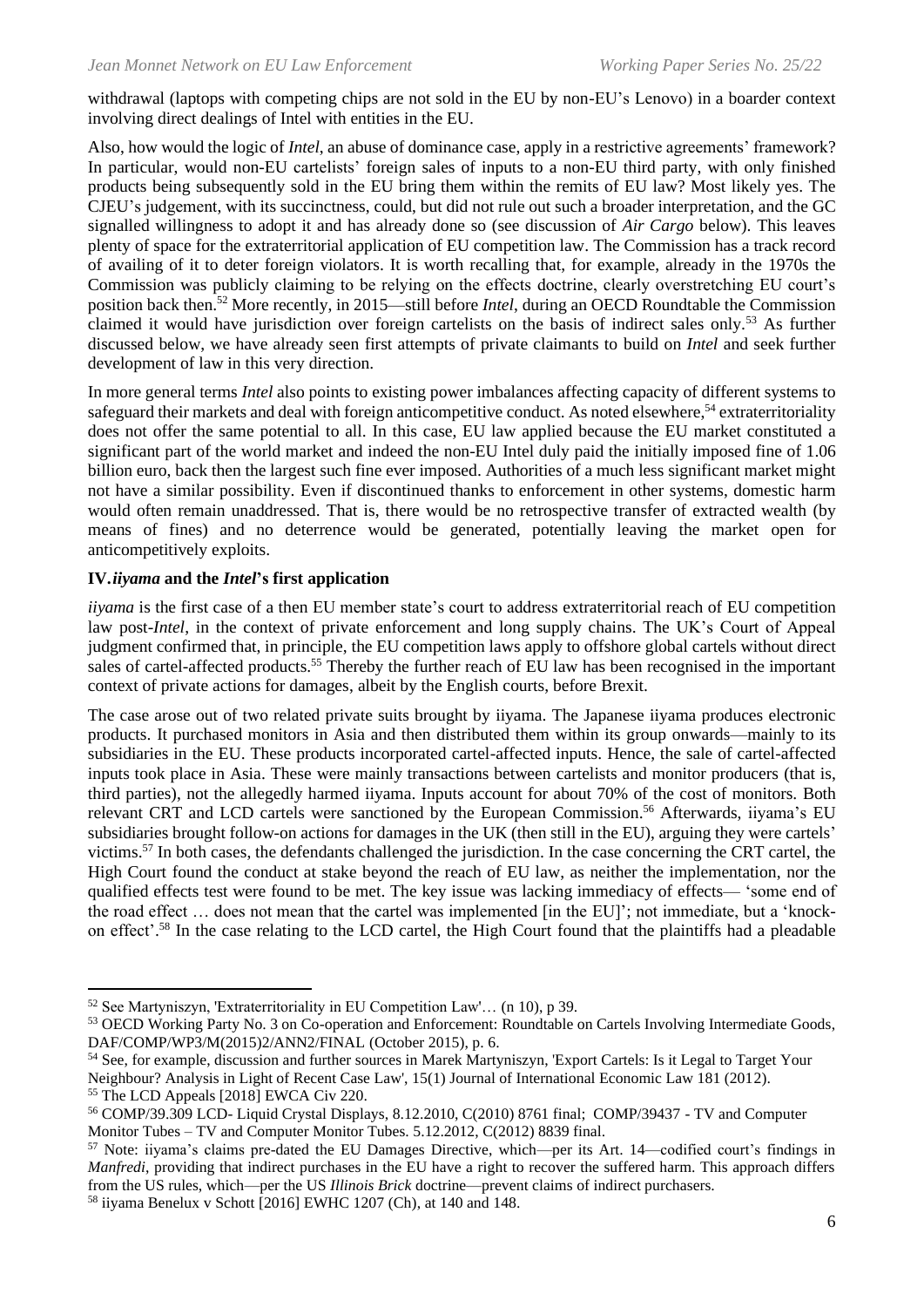withdrawal (laptops with competing chips are not sold in the EU by non-EU's Lenovo) in a boarder context involving direct dealings of Intel with entities in the EU.

Also, how would the logic of *Intel*, an abuse of dominance case, apply in a restrictive agreements' framework? In particular, would non-EU cartelists' foreign sales of inputs to a non-EU third party, with only finished products being subsequently sold in the EU bring them within the remits of EU law? Most likely yes. The CJEU's judgement, with its succinctness, could, but did not rule out such a broader interpretation, and the GC signalled willingness to adopt it and has already done so (see discussion of *Air Cargo* below). This leaves plenty of space for the extraterritorial application of EU competition law. The Commission has a track record of availing of it to deter foreign violators. It is worth recalling that, for example, already in the 1970s the Commission was publicly claiming to be relying on the effects doctrine, clearly overstretching EU court's position back then.[52] More recently, in 2015—still before *Intel*, during an OECD Roundtable the Commission claimed it would have jurisdiction over foreign cartelists on the basis of indirect sales only.[53] As further discussed below, we have already seen first attempts of private claimants to build on *Intel* and seek further development of law in this very direction.

In more general terms *Intel* also points to existing power imbalances affecting capacity of different systems to safeguard their markets and deal with foreign anticompetitive conduct. As noted elsewhere,[54] extraterritoriality does not offer the same potential to all. In this case, EU law applied because the EU market constituted a significant part of the world market and indeed the non-EU Intel duly paid the initially imposed fine of 1.06 billion euro, back then the largest such fine ever imposed. Authorities of a much less significant market might not have a similar possibility. Even if discontinued thanks to enforcement in other systems, domestic harm would often remain unaddressed. That is, there would be no retrospective transfer of extracted wealth (by means of fines) and no deterrence would be generated, potentially leaving the market open for anticompetitively exploits.

## IV. *iiyama* and the *Intel*'s first application

*iiyama* is the first case of a then EU member state's court to address extraterritorial reach of EU competition law post-*Intel*, in the context of private enforcement and long supply chains. The UK's Court of Appeal judgment confirmed that, in principle, the EU competition laws apply to offshore global cartels without direct sales of cartel-affected products.[55] Thereby the further reach of EU law has been recognised in the important context of private actions for damages, albeit by the English courts, before Brexit.

The case arose out of two related private suits brought by iiyama. The Japanese iiyama produces electronic products. It purchased monitors in Asia and then distributed them within its group onwards—mainly to its subsidiaries in the EU. These products incorporated cartel-affected inputs. Hence, the sale of cartel-affected inputs took place in Asia. These were mainly transactions between cartelists and monitor producers (that is, third parties), not the allegedly harmed iiyama. Inputs account for about 70% of the cost of monitors. Both relevant CRT and LCD cartels were sanctioned by the European Commission.[56] Afterwards, iiyama's EU subsidiaries brought follow-on actions for damages in the UK (then still in the EU), arguing they were cartels' victims.[57] In both cases, the defendants challenged the jurisdiction. In the case concerning the CRT cartel, the High Court found the conduct at stake beyond the reach of EU law, as neither the implementation, nor the qualified effects test were found to be met. The key issue was lacking immediacy of effects— 'some end of the road effect … does not mean that the cartel was implemented [in the EU]'; not immediate, but a 'knock-on effect'.[58] In the case relating to the LCD cartel, the High Court found that the plaintiffs had a pleadable

---

[52] See Martyniszyn, 'Extraterritoriality in EU Competition Law'… (n 10), p 39.

[53] OECD Working Party No. 3 on Co-operation and Enforcement: Roundtable on Cartels Involving Intermediate Goods, DAF/COMP/WP3/M(2015)2/ANN2/FINAL (October 2015), p. 6.

[54] See, for example, discussion and further sources in Marek Martyniszyn, 'Export Cartels: Is it Legal to Target Your Neighbour? Analysis in Light of Recent Case Law', 15(1) Journal of International Economic Law 181 (2012).

[55] The LCD Appeals [2018] EWCA Civ 220.

[56] COMP/39.309 LCD- Liquid Crystal Displays, 8.12.2010, C(2010) 8761 final; COMP/39437 - TV and Computer Monitor Tubes – TV and Computer Monitor Tubes. 5.12.2012, C(2012) 8839 final.

[57] Note: iiyama's claims pre-dated the EU Damages Directive, which—per its Art. 14—codified court's findings in *Manfredi*, providing that indirect purchases in the EU have a right to recover the suffered harm. This approach differs from the US rules, which—per the US *Illinois Brick* doctrine—prevent claims of indirect purchasers.

[58] iiyama Benelux v Schott [2016] EWHC 1207 (Ch), at 140 and 148.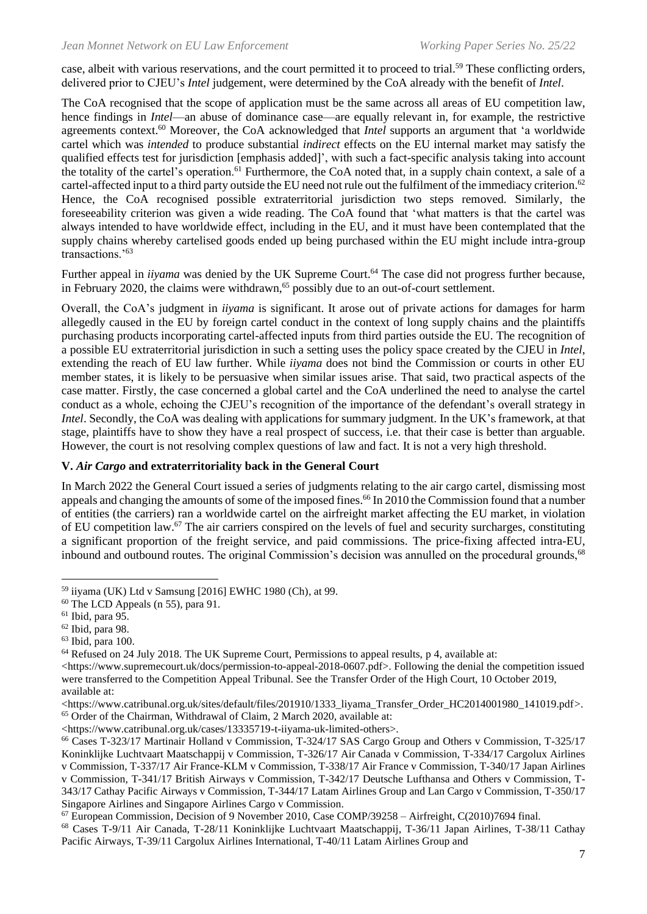case, albeit with various reservations, and the court permitted it to proceed to trial.[59] These conflicting orders, delivered prior to CJEU's *Intel* judgement, were determined by the CoA already with the benefit of *Intel*.

The CoA recognised that the scope of application must be the same across all areas of EU competition law, hence findings in *Intel*—an abuse of dominance case—are equally relevant in, for example, the restrictive agreements context.[60] Moreover, the CoA acknowledged that *Intel* supports an argument that 'a worldwide cartel which was *intended* to produce substantial *indirect* effects on the EU internal market may satisfy the qualified effects test for jurisdiction [emphasis added]', with such a fact-specific analysis taking into account the totality of the cartel's operation.[61] Furthermore, the CoA noted that, in a supply chain context, a sale of a cartel-affected input to a third party outside the EU need not rule out the fulfilment of the immediacy criterion.[62] Hence, the CoA recognised possible extraterritorial jurisdiction two steps removed. Similarly, the foreseeability criterion was given a wide reading. The CoA found that 'what matters is that the cartel was always intended to have worldwide effect, including in the EU, and it must have been contemplated that the supply chains whereby cartelised goods ended up being purchased within the EU might include intra-group transactions.'[63]

Further appeal in *iiyama* was denied by the UK Supreme Court.[64] The case did not progress further because, in February 2020, the claims were withdrawn,[65] possibly due to an out-of-court settlement.

Overall, the CoA's judgment in *iiyama* is significant. It arose out of private actions for damages for harm allegedly caused in the EU by foreign cartel conduct in the context of long supply chains and the plaintiffs purchasing products incorporating cartel-affected inputs from third parties outside the EU. The recognition of a possible EU extraterritorial jurisdiction in such a setting uses the policy space created by the CJEU in *Intel*, extending the reach of EU law further. While *iiyama* does not bind the Commission or courts in other EU member states, it is likely to be persuasive when similar issues arise. That said, two practical aspects of the case matter. Firstly, the case concerned a global cartel and the CoA underlined the need to analyse the cartel conduct as a whole, echoing the CJEU's recognition of the importance of the defendant's overall strategy in *Intel*. Secondly, the CoA was dealing with applications for summary judgment. In the UK's framework, at that stage, plaintiffs have to show they have a real prospect of success, i.e. that their case is better than arguable. However, the court is not resolving complex questions of law and fact. It is not a very high threshold.

## V. *Air Cargo* and extraterritoriality back in the General Court

In March 2022 the General Court issued a series of judgments relating to the air cargo cartel, dismissing most appeals and changing the amounts of some of the imposed fines.[66] In 2010 the Commission found that a number of entities (the carriers) ran a worldwide cartel on the airfreight market affecting the EU market, in violation of EU competition law.[67] The air carriers conspired on the levels of fuel and security surcharges, constituting a significant proportion of the freight service, and paid commissions. The price-fixing affected intra-EU, inbound and outbound routes. The original Commission's decision was annulled on the procedural grounds,[68]

---

[59] iiyama (UK) Ltd v Samsung [2016] EWHC 1980 (Ch), at 99.

[60] The LCD Appeals (n 55), para 91.

[61] Ibid, para 95.

[62] Ibid, para 98.

[63] Ibid, para 100.

[64] Refused on 24 July 2018. The UK Supreme Court, Permissions to appeal results, p 4, available at: <https://www.supremecourt.uk/docs/permission-to-appeal-2018-0607.pdf>. Following the denial the competition issued were transferred to the Competition Appeal Tribunal. See the Transfer Order of the High Court, 10 October 2019, available at: <https://www.catribunal.org.uk/sites/default/files/201910/1333_Iiyama_Transfer_Order_HC2014001980_141019.pdf>.

[65] Order of the Chairman, Withdrawal of Claim, 2 March 2020, available at: <https://www.catribunal.org.uk/cases/13335719-t-iiyama-uk-limited-others>.

[66] Cases T-323/17 Martinair Holland v Commission, T-324/17 SAS Cargo Group and Others v Commission, T-325/17 Koninklijke Luchtvaart Maatschappij v Commission, T-326/17 Air Canada v Commission, T-334/17 Cargolux Airlines v Commission, T-337/17 Air France-KLM v Commission, T-338/17 Air France v Commission, T-340/17 Japan Airlines v Commission, T-341/17 British Airways v Commission, T-342/17 Deutsche Lufthansa and Others v Commission, T-343/17 Cathay Pacific Airways v Commission, T-344/17 Latam Airlines Group and Lan Cargo v Commission, T-350/17 Singapore Airlines and Singapore Airlines Cargo v Commission.

[67] European Commission, Decision of 9 November 2010, Case COMP/39258 – Airfreight, C(2010)7694 final.

[68] Cases T-9/11 Air Canada, T-28/11 Koninklijke Luchtvaart Maatschappij, T-36/11 Japan Airlines, T-38/11 Cathay Pacific Airways, T-39/11 Cargolux Airlines International, T-40/11 Latam Airlines Group and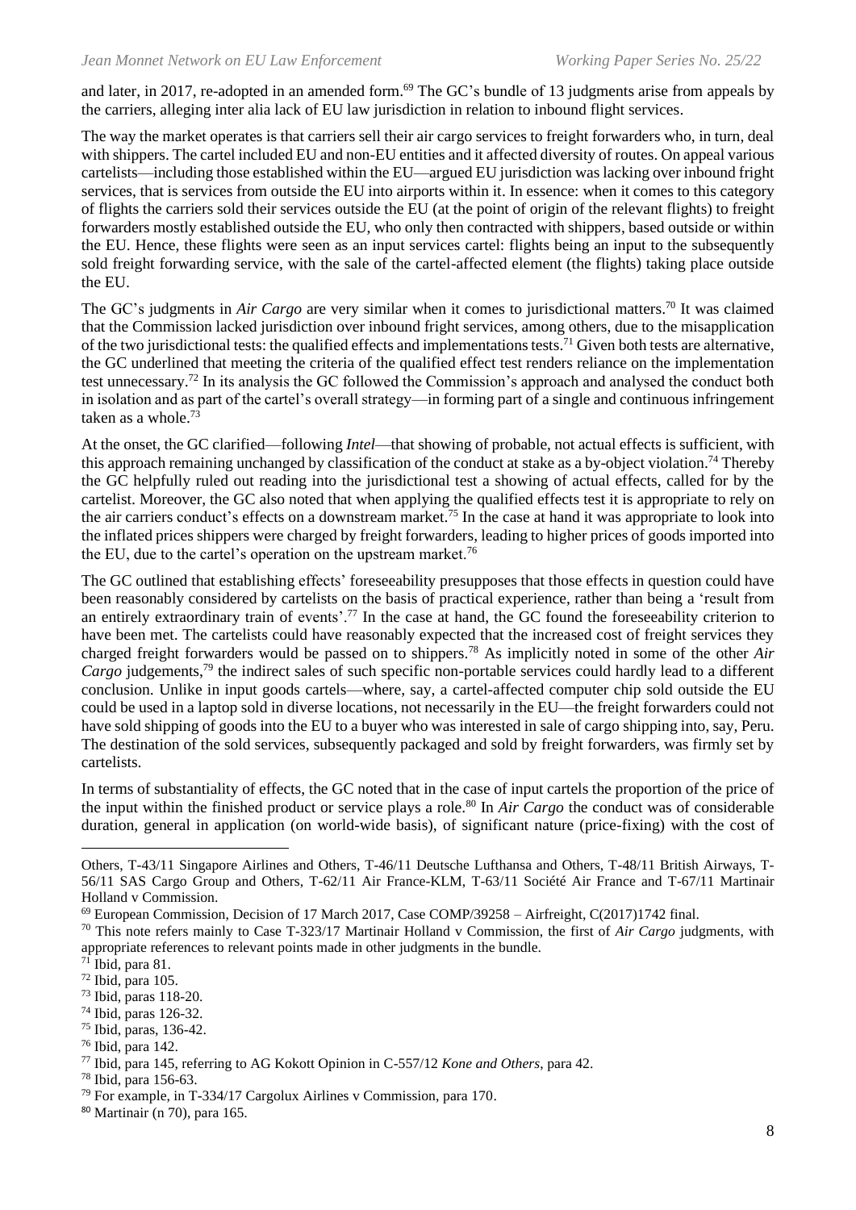and later, in 2017, re-adopted in an amended form.[69] The GC's bundle of 13 judgments arise from appeals by the carriers, alleging inter alia lack of EU law jurisdiction in relation to inbound flight services.

The way the market operates is that carriers sell their air cargo services to freight forwarders who, in turn, deal with shippers. The cartel included EU and non-EU entities and it affected diversity of routes. On appeal various cartelists—including those established within the EU—argued EU jurisdiction was lacking over inbound fright services, that is services from outside the EU into airports within it. In essence: when it comes to this category of flights the carriers sold their services outside the EU (at the point of origin of the relevant flights) to freight forwarders mostly established outside the EU, who only then contracted with shippers, based outside or within the EU. Hence, these flights were seen as an input services cartel: flights being an input to the subsequently sold freight forwarding service, with the sale of the cartel-affected element (the flights) taking place outside the EU.

The GC's judgments in *Air Cargo* are very similar when it comes to jurisdictional matters.[70] It was claimed that the Commission lacked jurisdiction over inbound fright services, among others, due to the misapplication of the two jurisdictional tests: the qualified effects and implementations tests.[71] Given both tests are alternative, the GC underlined that meeting the criteria of the qualified effect test renders reliance on the implementation test unnecessary.[72] In its analysis the GC followed the Commission's approach and analysed the conduct both in isolation and as part of the cartel's overall strategy—in forming part of a single and continuous infringement taken as a whole.[73]

At the onset, the GC clarified—following *Intel*—that showing of probable, not actual effects is sufficient, with this approach remaining unchanged by classification of the conduct at stake as a by-object violation.[74] Thereby the GC helpfully ruled out reading into the jurisdictional test a showing of actual effects, called for by the cartelist. Moreover, the GC also noted that when applying the qualified effects test it is appropriate to rely on the air carriers conduct's effects on a downstream market.[75] In the case at hand it was appropriate to look into the inflated prices shippers were charged by freight forwarders, leading to higher prices of goods imported into the EU, due to the cartel's operation on the upstream market.[76]

The GC outlined that establishing effects' foreseeability presupposes that those effects in question could have been reasonably considered by cartelists on the basis of practical experience, rather than being a 'result from an entirely extraordinary train of events'.[77] In the case at hand, the GC found the foreseeability criterion to have been met. The cartelists could have reasonably expected that the increased cost of freight services they charged freight forwarders would be passed on to shippers.[78] As implicitly noted in some of the other *Air Cargo* judgements,[79] the indirect sales of such specific non-portable services could hardly lead to a different conclusion. Unlike in input goods cartels—where, say, a cartel-affected computer chip sold outside the EU could be used in a laptop sold in diverse locations, not necessarily in the EU—the freight forwarders could not have sold shipping of goods into the EU to a buyer who was interested in sale of cargo shipping into, say, Peru. The destination of the sold services, subsequently packaged and sold by freight forwarders, was firmly set by cartelists.

In terms of substantiality of effects, the GC noted that in the case of input cartels the proportion of the price of the input within the finished product or service plays a role.[80] In *Air Cargo* the conduct was of considerable duration, general in application (on world-wide basis), of significant nature (price-fixing) with the cost of

---

Others, T-43/11 Singapore Airlines and Others, T-46/11 Deutsche Lufthansa and Others, T-48/11 British Airways, T-56/11 SAS Cargo Group and Others, T-62/11 Air France-KLM, T-63/11 Société Air France and T-67/11 Martinair Holland v Commission.

[69] European Commission, Decision of 17 March 2017, Case COMP/39258 – Airfreight, C(2017)1742 final.

[70] This note refers mainly to Case T-323/17 Martinair Holland v Commission, the first of *Air Cargo* judgments, with appropriate references to relevant points made in other judgments in the bundle.

[71] Ibid, para 81.

[72] Ibid, para 105.

[73] Ibid, paras 118-20.

[74] Ibid, paras 126-32.

[75] Ibid, paras, 136-42.

[76] Ibid, para 142.

[77] Ibid, para 145, referring to AG Kokott Opinion in C-557/12 *Kone and Others*, para 42.

[78] Ibid, para 156-63.

[79] For example, in T-334/17 Cargolux Airlines v Commission, para 170.

[80] Martinair (n 70), para 165.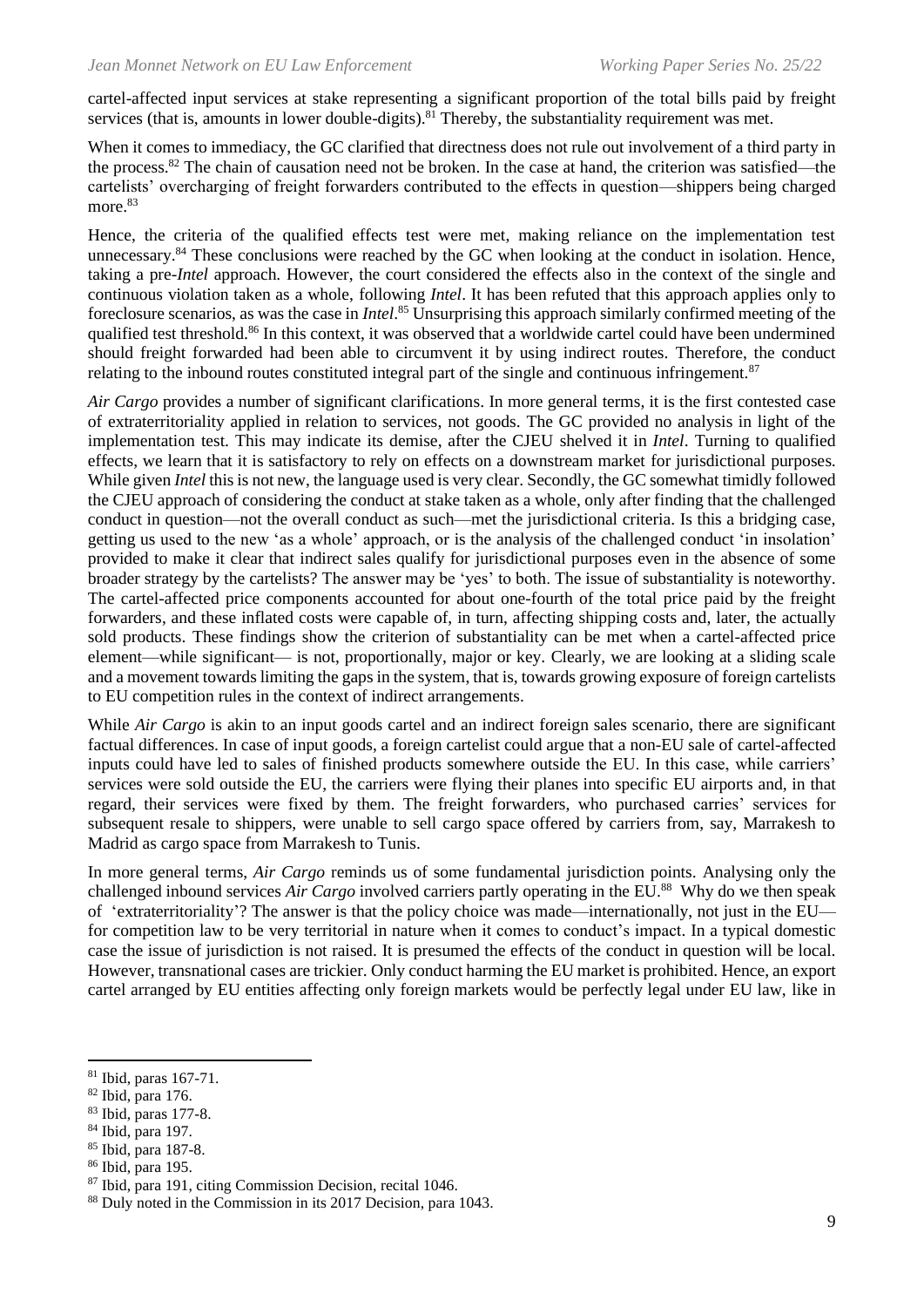cartel-affected input services at stake representing a significant proportion of the total bills paid by freight services (that is, amounts in lower double-digits).[81] Thereby, the substantiality requirement was met.

When it comes to immediacy, the GC clarified that directness does not rule out involvement of a third party in the process.[82] The chain of causation need not be broken. In the case at hand, the criterion was satisfied—the cartelists' overcharging of freight forwarders contributed to the effects in question—shippers being charged more.[83]

Hence, the criteria of the qualified effects test were met, making reliance on the implementation test unnecessary.[84] These conclusions were reached by the GC when looking at the conduct in isolation. Hence, taking a pre-*Intel* approach. However, the court considered the effects also in the context of the single and continuous violation taken as a whole, following *Intel*. It has been refuted that this approach applies only to foreclosure scenarios, as was the case in *Intel*.[85] Unsurprising this approach similarly confirmed meeting of the qualified test threshold.[86] In this context, it was observed that a worldwide cartel could have been undermined should freight forwarded had been able to circumvent it by using indirect routes. Therefore, the conduct relating to the inbound routes constituted integral part of the single and continuous infringement.[87]

*Air Cargo* provides a number of significant clarifications. In more general terms, it is the first contested case of extraterritoriality applied in relation to services, not goods. The GC provided no analysis in light of the implementation test. This may indicate its demise, after the CJEU shelved it in *Intel*. Turning to qualified effects, we learn that it is satisfactory to rely on effects on a downstream market for jurisdictional purposes. While given *Intel* this is not new, the language used is very clear. Secondly, the GC somewhat timidly followed the CJEU approach of considering the conduct at stake taken as a whole, only after finding that the challenged conduct in question—not the overall conduct as such—met the jurisdictional criteria. Is this a bridging case, getting us used to the new 'as a whole' approach, or is the analysis of the challenged conduct 'in insolation' provided to make it clear that indirect sales qualify for jurisdictional purposes even in the absence of some broader strategy by the cartelists? The answer may be 'yes' to both. The issue of substantiality is noteworthy. The cartel-affected price components accounted for about one-fourth of the total price paid by the freight forwarders, and these inflated costs were capable of, in turn, affecting shipping costs and, later, the actually sold products. These findings show the criterion of substantiality can be met when a cartel-affected price element—while significant— is not, proportionally, major or key. Clearly, we are looking at a sliding scale and a movement towards limiting the gaps in the system, that is, towards growing exposure of foreign cartelists to EU competition rules in the context of indirect arrangements.

While *Air Cargo* is akin to an input goods cartel and an indirect foreign sales scenario, there are significant factual differences. In case of input goods, a foreign cartelist could argue that a non-EU sale of cartel-affected inputs could have led to sales of finished products somewhere outside the EU. In this case, while carriers' services were sold outside the EU, the carriers were flying their planes into specific EU airports and, in that regard, their services were fixed by them. The freight forwarders, who purchased carries' services for subsequent resale to shippers, were unable to sell cargo space offered by carriers from, say, Marrakesh to Madrid as cargo space from Marrakesh to Tunis.

In more general terms, *Air Cargo* reminds us of some fundamental jurisdiction points. Analysing only the challenged inbound services *Air Cargo* involved carriers partly operating in the EU.[88] Why do we then speak of 'extraterritoriality'? The answer is that the policy choice was made—internationally, not just in the EU—for competition law to be very territorial in nature when it comes to conduct's impact. In a typical domestic case the issue of jurisdiction is not raised. It is presumed the effects of the conduct in question will be local. However, transnational cases are trickier. Only conduct harming the EU market is prohibited. Hence, an export cartel arranged by EU entities affecting only foreign markets would be perfectly legal under EU law, like in

---

[81] Ibid, paras 167-71.

[82] Ibid, para 176.

[83] Ibid, paras 177-8.

[84] Ibid, para 197.

[85] Ibid, para 187-8.

[86] Ibid, para 195.

[87] Ibid, para 191, citing Commission Decision, recital 1046.

[88] Duly noted in the Commission in its 2017 Decision, para 1043.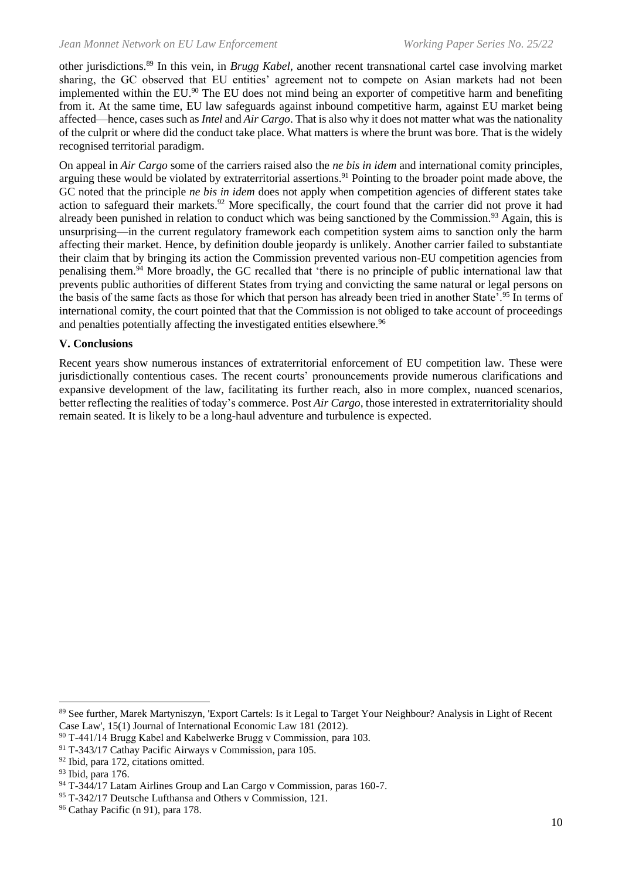other jurisdictions.[89] In this vein, in *Brugg Kabel*, another recent transnational cartel case involving market sharing, the GC observed that EU entities' agreement not to compete on Asian markets had not been implemented within the EU.[90] The EU does not mind being an exporter of competitive harm and benefiting from it. At the same time, EU law safeguards against inbound competitive harm, against EU market being affected—hence, cases such as *Intel* and *Air Cargo*. That is also why it does not matter what was the nationality of the culprit or where did the conduct take place. What matters is where the brunt was bore. That is the widely recognised territorial paradigm.

On appeal in *Air Cargo* some of the carriers raised also the *ne bis in idem* and international comity principles, arguing these would be violated by extraterritorial assertions.[91] Pointing to the broader point made above, the GC noted that the principle *ne bis in idem* does not apply when competition agencies of different states take action to safeguard their markets.[92] More specifically, the court found that the carrier did not prove it had already been punished in relation to conduct which was being sanctioned by the Commission.[93] Again, this is unsurprising—in the current regulatory framework each competition system aims to sanction only the harm affecting their market. Hence, by definition double jeopardy is unlikely. Another carrier failed to substantiate their claim that by bringing its action the Commission prevented various non-EU competition agencies from penalising them.[94] More broadly, the GC recalled that 'there is no principle of public international law that prevents public authorities of different States from trying and convicting the same natural or legal persons on the basis of the same facts as those for which that person has already been tried in another State'.[95] In terms of international comity, the court pointed that that the Commission is not obliged to take account of proceedings and penalties potentially affecting the investigated entities elsewhere.[96]

### V. Conclusions

Recent years show numerous instances of extraterritorial enforcement of EU competition law. These were jurisdictionally contentious cases. The recent courts' pronouncements provide numerous clarifications and expansive development of the law, facilitating its further reach, also in more complex, nuanced scenarios, better reflecting the realities of today's commerce. Post *Air Cargo*, those interested in extraterritoriality should remain seated. It is likely to be a long-haul adventure and turbulence is expected.

---

[89] See further, Marek Martyniszyn, 'Export Cartels: Is it Legal to Target Your Neighbour? Analysis in Light of Recent Case Law', 15(1) Journal of International Economic Law 181 (2012).

[90] T-441/14 Brugg Kabel and Kabelwerke Brugg v Commission, para 103.

[91] T-343/17 Cathay Pacific Airways v Commission, para 105.

[92] Ibid, para 172, citations omitted.

[93] Ibid, para 176.

[94] T-344/17 Latam Airlines Group and Lan Cargo v Commission, paras 160-7.

[95] T-342/17 Deutsche Lufthansa and Others v Commission, 121.

[96] Cathay Pacific (n 91), para 178.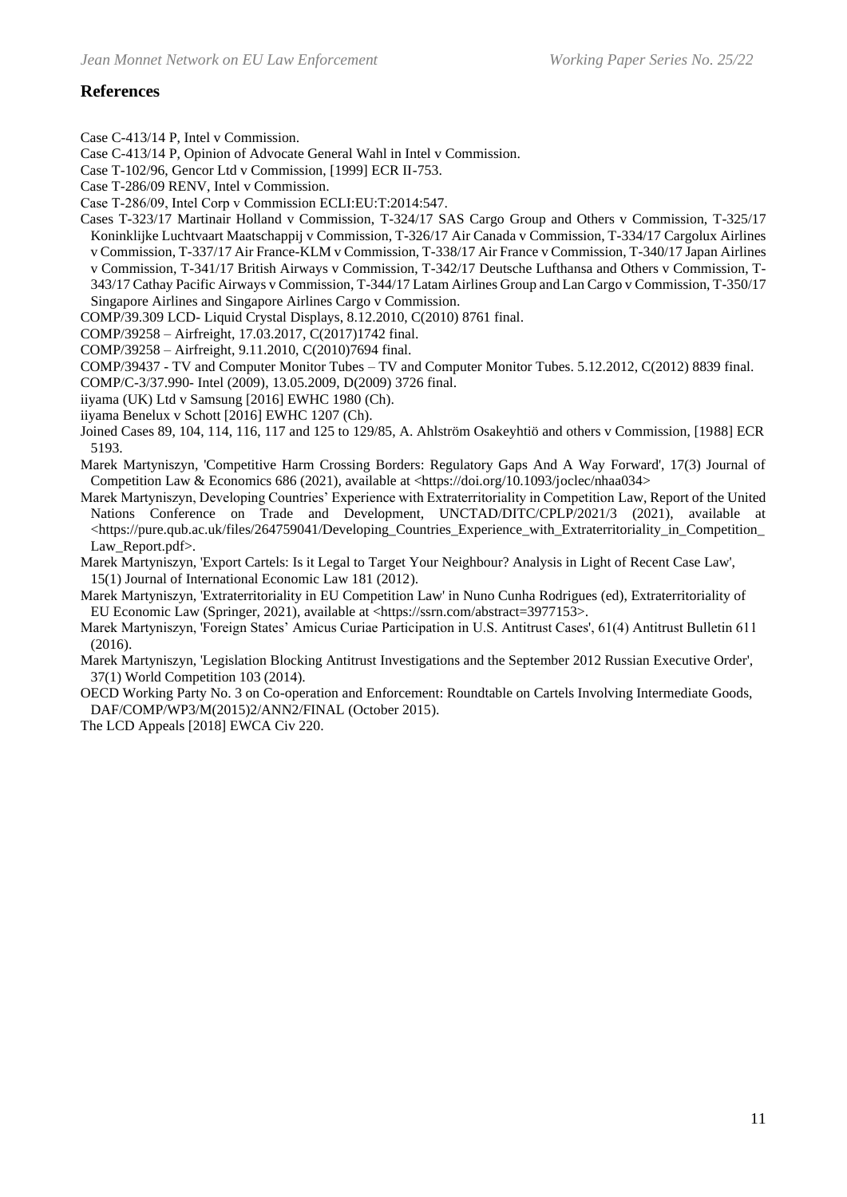## References

Case C-413/14 P, Intel v Commission.

Case C-413/14 P, Opinion of Advocate General Wahl in Intel v Commission.

Case T-102/96, Gencor Ltd v Commission, [1999] ECR II-753.

Case T-286/09 RENV, Intel v Commission.

Case T-286/09, Intel Corp v Commission ECLI:EU:T:2014:547.

Cases T-323/17 Martinair Holland v Commission, T-324/17 SAS Cargo Group and Others v Commission, T-325/17 Koninklijke Luchtvaart Maatschappij v Commission, T-326/17 Air Canada v Commission, T-334/17 Cargolux Airlines v Commission, T-337/17 Air France-KLM v Commission, T-338/17 Air France v Commission, T-340/17 Japan Airlines v Commission, T-341/17 British Airways v Commission, T-342/17 Deutsche Lufthansa and Others v Commission, T-343/17 Cathay Pacific Airways v Commission, T-344/17 Latam Airlines Group and Lan Cargo v Commission, T-350/17 Singapore Airlines and Singapore Airlines Cargo v Commission.

COMP/39.309 LCD- Liquid Crystal Displays, 8.12.2010, C(2010) 8761 final.

COMP/39258 – Airfreight, 17.03.2017, C(2017)1742 final.

COMP/39258 – Airfreight, 9.11.2010, C(2010)7694 final.

COMP/39437 - TV and Computer Monitor Tubes – TV and Computer Monitor Tubes. 5.12.2012, C(2012) 8839 final.

COMP/C-3/37.990- Intel (2009), 13.05.2009, D(2009) 3726 final.

iiyama (UK) Ltd v Samsung [2016] EWHC 1980 (Ch).

iiyama Benelux v Schott [2016] EWHC 1207 (Ch).

Joined Cases 89, 104, 114, 116, 117 and 125 to 129/85, A. Ahlström Osakeyhtiö and others v Commission, [1988] ECR 5193.

Marek Martyniszyn, 'Competitive Harm Crossing Borders: Regulatory Gaps And A Way Forward', 17(3) Journal of Competition Law & Economics 686 (2021), available at <https://doi.org/10.1093/joclec/nhaa034>

Marek Martyniszyn, Developing Countries' Experience with Extraterritoriality in Competition Law, Report of the United Nations Conference on Trade and Development, UNCTAD/DITC/CPLP/2021/3 (2021), available at <https://pure.qub.ac.uk/files/264759041/Developing_Countries_Experience_with_Extraterritoriality_in_Competition_Law_Report.pdf>.

Marek Martyniszyn, 'Export Cartels: Is it Legal to Target Your Neighbour? Analysis in Light of Recent Case Law', 15(1) Journal of International Economic Law 181 (2012).

Marek Martyniszyn, 'Extraterritoriality in EU Competition Law' in Nuno Cunha Rodrigues (ed), Extraterritoriality of EU Economic Law (Springer, 2021), available at <https://ssrn.com/abstract=3977153>.

Marek Martyniszyn, 'Foreign States' Amicus Curiae Participation in U.S. Antitrust Cases', 61(4) Antitrust Bulletin 611 (2016).

Marek Martyniszyn, 'Legislation Blocking Antitrust Investigations and the September 2012 Russian Executive Order', 37(1) World Competition 103 (2014).

OECD Working Party No. 3 on Co-operation and Enforcement: Roundtable on Cartels Involving Intermediate Goods, DAF/COMP/WP3/M(2015)2/ANN2/FINAL (October 2015).

The LCD Appeals [2018] EWCA Civ 220.